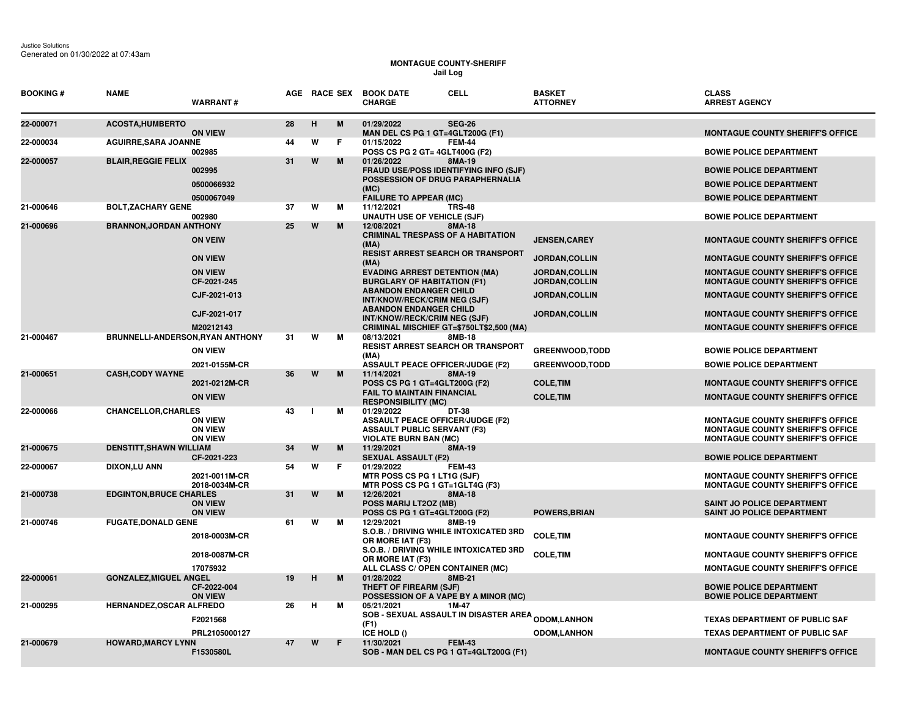Justice Solutions
Generated on 01/30/2022 at 07:43am

**MONTAGUE COUNTY-SHERIFF**
**Jail Log**

| BOOKING # | NAME | WARRANT # | AGE | RACE | SEX | BOOK DATE / CHARGE | CELL | BASKET / ATTORNEY | CLASS / ARREST AGENCY |
|---|---|---|---|---|---|---|---|---|---|
| 22-000071 | ACOSTA,HUMBERTO | | 28 | H | M | 01/29/2022 | SEG-26 | | |
| | | ON VIEW | | | | MAN DEL CS PG 1 GT=4GLT200G (F1) | | | MONTAGUE COUNTY SHERIFF'S OFFICE |
| 22-000034 | AGUIRRE,SARA JOANNE | | 44 | W | F | 01/15/2022 | FEM-44 | | |
| | | 002985 | | | | POSS CS PG 2 GT= 4GLT400G (F2) | | | BOWIE POLICE DEPARTMENT |
| 22-000057 | BLAIR,REGGIE FELIX | | 31 | W | M | 01/26/2022 | 8MA-19 | | |
| | | 002995 | | | | FRAUD USE/POSS IDENTIFYING INFO (SJF) | | | BOWIE POLICE DEPARTMENT |
| | | 0500066932 | | | | POSSESSION OF DRUG PARAPHERNALIA (MC) | | | BOWIE POLICE DEPARTMENT |
| | | 0500067049 | | | | FAILURE TO APPEAR (MC) | | | BOWIE POLICE DEPARTMENT |
| 21-000646 | BOLT,ZACHARY GENE | | 37 | W | M | 11/12/2021 | TRS-48 | | |
| | | 002980 | | | | UNAUTH USE OF VEHICLE (SJF) | | | BOWIE POLICE DEPARTMENT |
| 21-000696 | BRANNON,JORDAN ANTHONY | | 25 | W | M | 12/08/2021 | 8MA-18 | | |
| | | ON VEIW | | | | CRIMINAL TRESPASS OF A HABITATION (MA) | | JENSEN,CAREY | MONTAGUE COUNTY SHERIFF'S OFFICE |
| | | ON VIEW | | | | RESIST ARREST SEARCH OR TRANSPORT (MA) | | JORDAN,COLLIN | MONTAGUE COUNTY SHERIFF'S OFFICE |
| | | ON VIEW | | | | EVADING ARREST DETENTION (MA) | | JORDAN,COLLIN | MONTAGUE COUNTY SHERIFF'S OFFICE |
| | | CF-2021-245 | | | | BURGLARY OF HABITATION (F1) | | JORDAN,COLLIN | MONTAGUE COUNTY SHERIFF'S OFFICE |
| | | CJF-2021-013 | | | | ABANDON ENDANGER CHILD INT/KNOW/RECK/CRIM NEG (SJF) | | JORDAN,COLLIN | MONTAGUE COUNTY SHERIFF'S OFFICE |
| | | CJF-2021-017 | | | | ABANDON ENDANGER CHILD INT/KNOW/RECK/CRIM NEG (SJF) | | JORDAN,COLLIN | MONTAGUE COUNTY SHERIFF'S OFFICE |
| | | M20212143 | | | | CRIMINAL MISCHIEF GT=$750LT$2,500 (MA) | | | MONTAGUE COUNTY SHERIFF'S OFFICE |
| 21-000467 | BRUNNELLI-ANDERSON,RYAN ANTHONY | | 31 | W | M | 08/13/2021 | 8MB-18 | | |
| | | ON VIEW | | | | RESIST ARREST SEARCH OR TRANSPORT (MA) | | GREENWOOD,TODD | BOWIE POLICE DEPARTMENT |
| | | 2021-0155M-CR | | | | ASSAULT PEACE OFFICER/JUDGE (F2) | | GREENWOOD,TODD | BOWIE POLICE DEPARTMENT |
| 21-000651 | CASH,CODY WAYNE | | 36 | W | M | 11/14/2021 | 8MA-19 | | |
| | | 2021-0212M-CR | | | | POSS CS PG 1 GT=4GLT200G (F2) | | COLE,TIM | MONTAGUE COUNTY SHERIFF'S OFFICE |
| | | ON VIEW | | | | FAIL TO MAINTAIN FINANCIAL RESPONSIBILITY (MC) | | COLE,TIM | MONTAGUE COUNTY SHERIFF'S OFFICE |
| 22-000066 | CHANCELLOR,CHARLES | | 43 | I | M | 01/29/2022 | DT-38 | | |
| | | ON VIEW | | | | ASSAULT PEACE OFFICER/JUDGE (F2) | | | MONTAGUE COUNTY SHERIFF'S OFFICE |
| | | ON VIEW | | | | ASSAULT PUBLIC SERVANT (F3) | | | MONTAGUE COUNTY SHERIFF'S OFFICE |
| | | ON VIEW | | | | VIOLATE BURN BAN (MC) | | | MONTAGUE COUNTY SHERIFF'S OFFICE |
| 21-000675 | DENSTITT,SHAWN WILLIAM | | 34 | W | M | 11/29/2021 | 8MA-19 | | |
| | | CF-2021-223 | | | | SEXUAL ASSAULT (F2) | | | BOWIE POLICE DEPARTMENT |
| 22-000067 | DIXON,LU ANN | | 54 | W | F | 01/29/2022 | FEM-43 | | |
| | | 2021-0011M-CR | | | | MTR POSS CS PG 1 LT1G (SJF) | | | MONTAGUE COUNTY SHERIFF'S OFFICE |
| | | 2018-0034M-CR | | | | MTR POSS CS PG 1 GT=1GLT4G (F3) | | | MONTAGUE COUNTY SHERIFF'S OFFICE |
| 21-000738 | EDGINTON,BRUCE CHARLES | | 31 | W | M | 12/26/2021 | 8MA-18 | | |
| | | ON VIEW | | | | POSS MARIJ LT2OZ (MB) | | | SAINT JO POLICE DEPARTMENT |
| | | ON VIEW | | | | POSS CS PG 1 GT=4GLT200G (F2) | | POWERS,BRIAN | SAINT JO POLICE DEPARTMENT |
| 21-000746 | FUGATE,DONALD GENE | | 61 | W | M | 12/29/2021 | 8MB-19 | | |
| | | 2018-0003M-CR | | | | S.O.B. / DRIVING WHILE INTOXICATED 3RD OR MORE IAT (F3) | | COLE,TIM | MONTAGUE COUNTY SHERIFF'S OFFICE |
| | | 2018-0087M-CR | | | | S.O.B. / DRIVING WHILE INTOXICATED 3RD OR MORE IAT (F3) | | COLE,TIM | MONTAGUE COUNTY SHERIFF'S OFFICE |
| | | 17075932 | | | | ALL CLASS C/ OPEN CONTAINER (MC) | | | MONTAGUE COUNTY SHERIFF'S OFFICE |
| 22-000061 | GONZALEZ,MIGUEL ANGEL | | 19 | H | M | 01/28/2022 | 8MB-21 | | |
| | | CF-2022-004 | | | | THEFT OF FIREARM (SJF) | | | BOWIE POLICE DEPARTMENT |
| | | ON VIEW | | | | POSSESSION OF A VAPE BY A MINOR (MC) | | | BOWIE POLICE DEPARTMENT |
| 21-000295 | HERNANDEZ,OSCAR ALFREDO | | 26 | H | M | 05/21/2021 | 1M-47 | | |
| | | F2021568 | | | | SOB - SEXUAL ASSAULT IN DISASTER AREA (F1) | | ODOM,LANHON | TEXAS DEPARTMENT OF PUBLIC SAF |
| | | PRL2105000127 | | | | ICE HOLD () | | ODOM,LANHON | TEXAS DEPARTMENT OF PUBLIC SAF |
| 21-000679 | HOWARD,MARCY LYNN | | 47 | W | F | 11/30/2021 | FEM-43 | | |
| | | F1530580L | | | | SOB - MAN DEL CS PG 1 GT=4GLT200G (F1) | | | MONTAGUE COUNTY SHERIFF'S OFFICE |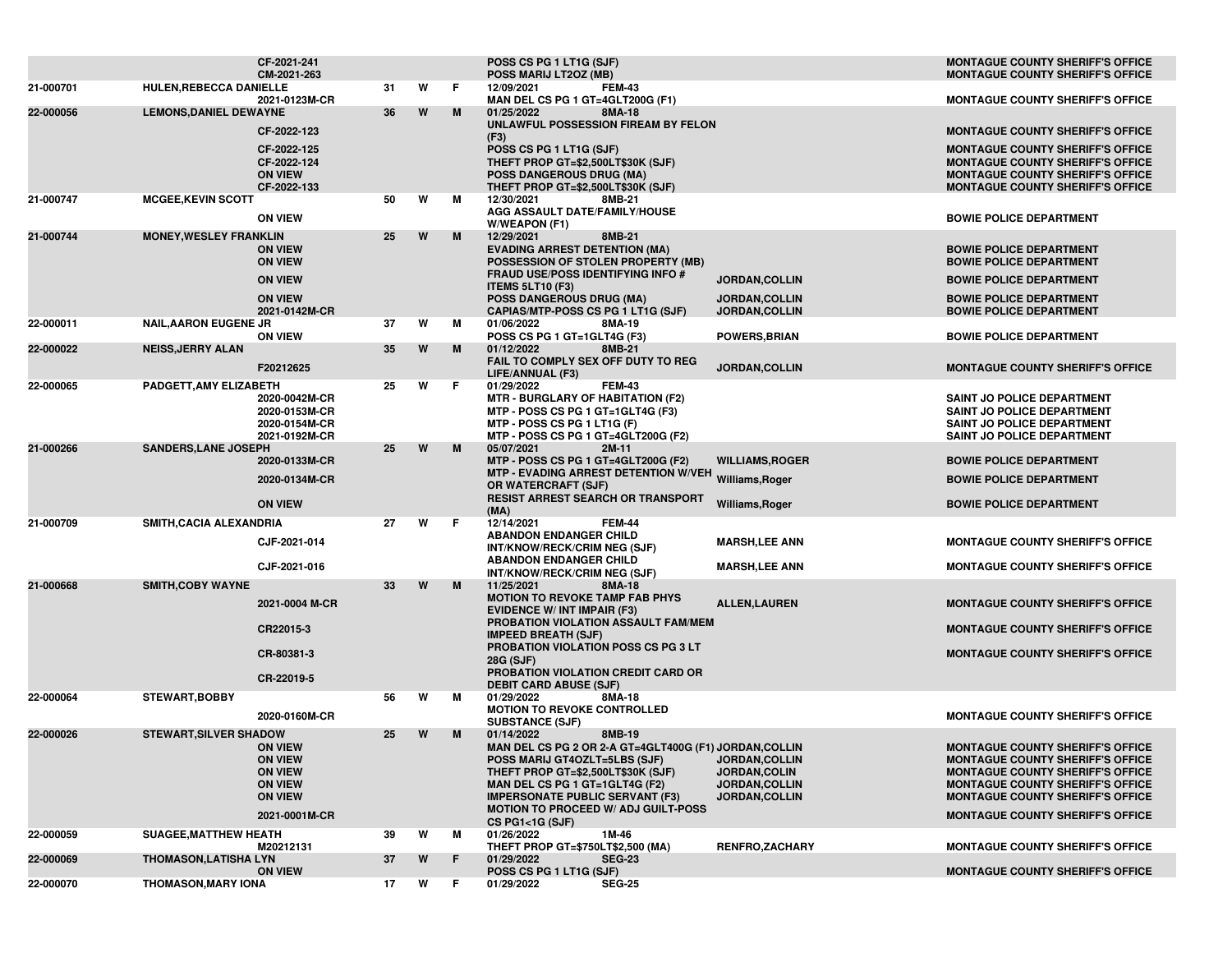| | | | | | | | | |
|---|---|---|---|---|---|---|---|---|
| | | CF-2021-241 | | | | POSS CS PG 1 LT1G (SJF) | | MONTAGUE COUNTY SHERIFF'S OFFICE |
| | | CM-2021-263 | | | | POSS MARIJ LT2OZ (MB) | | MONTAGUE COUNTY SHERIFF'S OFFICE |
| 21-000701 | HULEN,REBECCA DANIELLE | | 31 | W | F | 12/09/2021 FEM-43 | | |
| | | 2021-0123M-CR | | | | MAN DEL CS PG 1 GT=4GLT200G (F1) | | MONTAGUE COUNTY SHERIFF'S OFFICE |
| 22-000056 | LEMONS,DANIEL DEWAYNE | | 36 | W | M | 01/25/2022 8MA-18 | | |
| | | CF-2022-123 | | | | UNLAWFUL POSSESSION FIREAM BY FELON (F3) | | MONTAGUE COUNTY SHERIFF'S OFFICE |
| | | CF-2022-125 | | | | POSS CS PG 1 LT1G (SJF) | | MONTAGUE COUNTY SHERIFF'S OFFICE |
| | | CF-2022-124 | | | | THEFT PROP GT=$2,500LT$30K (SJF) | | MONTAGUE COUNTY SHERIFF'S OFFICE |
| | | ON VIEW | | | | POSS DANGEROUS DRUG (MA) | | MONTAGUE COUNTY SHERIFF'S OFFICE |
| | | CF-2022-133 | | | | THEFT PROP GT=$2,500LT$30K (SJF) | | MONTAGUE COUNTY SHERIFF'S OFFICE |
| 21-000747 | MCGEE,KEVIN SCOTT | | 50 | W | M | 12/30/2021 8MB-21 | | |
| | | ON VIEW | | | | AGG ASSAULT DATE/FAMILY/HOUSE W/WEAPON (F1) | | BOWIE POLICE DEPARTMENT |
| 21-000744 | MONEY,WESLEY FRANKLIN | | 25 | W | M | 12/29/2021 8MB-21 | | |
| | | ON VIEW | | | | EVADING ARREST DETENTION (MA) | | BOWIE POLICE DEPARTMENT |
| | | ON VIEW | | | | POSSESSION OF STOLEN PROPERTY (MB) | | BOWIE POLICE DEPARTMENT |
| | | ON VIEW | | | | FRAUD USE/POSS IDENTIFYING INFO # ITEMS 5LT10 (F3) | JORDAN,COLLIN | BOWIE POLICE DEPARTMENT |
| | | ON VIEW | | | | POSS DANGEROUS DRUG (MA) | JORDAN,COLLIN | BOWIE POLICE DEPARTMENT |
| | | 2021-0142M-CR | | | | CAPIAS/MTP-POSS CS PG 1 LT1G (SJF) | JORDAN,COLLIN | BOWIE POLICE DEPARTMENT |
| 22-000011 | NAIL,AARON EUGENE JR | | 37 | W | M | 01/06/2022 8MA-19 | | |
| | | ON VIEW | | | | POSS CS PG 1 GT=1GLT4G (F3) | POWERS,BRIAN | BOWIE POLICE DEPARTMENT |
| 22-000022 | NEISS,JERRY ALAN | | 35 | W | M | 01/12/2022 8MB-21 | | |
| | | F20212625 | | | | FAIL TO COMPLY SEX OFF DUTY TO REG LIFE/ANNUAL (F3) | JORDAN,COLLIN | MONTAGUE COUNTY SHERIFF'S OFFICE |
| 22-000065 | PADGETT,AMY ELIZABETH | | 25 | W | F | 01/29/2022 FEM-43 | | |
| | | 2020-0042M-CR | | | | MTR - BURGLARY OF HABITATION (F2) | | SAINT JO POLICE DEPARTMENT |
| | | 2020-0153M-CR | | | | MTP - POSS CS PG 1 GT=1GLT4G (F3) | | SAINT JO POLICE DEPARTMENT |
| | | 2020-0154M-CR | | | | MTP - POSS CS PG 1 LT1G (F) | | SAINT JO POLICE DEPARTMENT |
| | | 2021-0192M-CR | | | | MTP - POSS CS PG 1 GT=4GLT200G (F2) | | SAINT JO POLICE DEPARTMENT |
| 21-000266 | SANDERS,LANE JOSEPH | | 25 | W | M | 05/07/2021 2M-11 | | |
| | | 2020-0133M-CR | | | | MTP - POSS CS PG 1 GT=4GLT200G (F2) | WILLIAMS,ROGER | BOWIE POLICE DEPARTMENT |
| | | 2020-0134M-CR | | | | MTP - EVADING ARREST DETENTION W/VEH OR WATERCRAFT (SJF) | Williams,Roger | BOWIE POLICE DEPARTMENT |
| | | ON VIEW | | | | RESIST ARREST SEARCH OR TRANSPORT (MA) | Williams,Roger | BOWIE POLICE DEPARTMENT |
| 21-000709 | SMITH,CACIA ALEXANDRIA | | 27 | W | F | 12/14/2021 FEM-44 | | |
| | | CJF-2021-014 | | | | ABANDON ENDANGER CHILD INT/KNOW/RECK/CRIM NEG (SJF) | MARSH,LEE ANN | MONTAGUE COUNTY SHERIFF'S OFFICE |
| | | CJF-2021-016 | | | | ABANDON ENDANGER CHILD INT/KNOW/RECK/CRIM NEG (SJF) | MARSH,LEE ANN | MONTAGUE COUNTY SHERIFF'S OFFICE |
| 21-000668 | SMITH,COBY WAYNE | | 33 | W | M | 11/25/2021 8MA-18 | | |
| | | 2021-0004 M-CR | | | | MOTION TO REVOKE TAMP FAB PHYS EVIDENCE W/ INT IMPAIR (F3) | ALLEN,LAUREN | MONTAGUE COUNTY SHERIFF'S OFFICE |
| | | CR22015-3 | | | | PROBATION VIOLATION ASSAULT FAM/MEM IMPEED BREATH (SJF) | | MONTAGUE COUNTY SHERIFF'S OFFICE |
| | | CR-80381-3 | | | | PROBATION VIOLATION POSS CS PG 3 LT 28G (SJF) | | MONTAGUE COUNTY SHERIFF'S OFFICE |
| | | CR-22019-5 | | | | PROBATION VIOLATION CREDIT CARD OR DEBIT CARD ABUSE (SJF) | | |
| 22-000064 | STEWART,BOBBY | | 56 | W | M | 01/29/2022 8MA-18 | | |
| | | 2020-0160M-CR | | | | MOTION TO REVOKE CONTROLLED SUBSTANCE (SJF) | | MONTAGUE COUNTY SHERIFF'S OFFICE |
| 22-000026 | STEWART,SILVER SHADOW | | 25 | W | M | 01/14/2022 8MB-19 | | |
| | | ON VIEW | | | | MAN DEL CS PG 2 OR 2-A GT=4GLT400G (F1) | JORDAN,COLLIN | MONTAGUE COUNTY SHERIFF'S OFFICE |
| | | ON VIEW | | | | POSS MARIJ GT4OZLT=5LBS (SJF) | JORDAN,COLLIN | MONTAGUE COUNTY SHERIFF'S OFFICE |
| | | ON VIEW | | | | THEFT PROP GT=$2,500LT$30K (SJF) | JORDAN,COLIN | MONTAGUE COUNTY SHERIFF'S OFFICE |
| | | ON VIEW | | | | MAN DEL CS PG 1 GT=1GLT4G (F2) | JORDAN,COLLIN | MONTAGUE COUNTY SHERIFF'S OFFICE |
| | | ON VIEW | | | | IMPERSONATE PUBLIC SERVANT (F3) | JORDAN,COLLIN | MONTAGUE COUNTY SHERIFF'S OFFICE |
| | | 2021-0001M-CR | | | | MOTION TO PROCEED W/ ADJ GUILT-POSS CS PG1<1G (SJF) | | MONTAGUE COUNTY SHERIFF'S OFFICE |
| 22-000059 | SUAGEE,MATTHEW HEATH | | 39 | W | M | 01/26/2022 1M-46 | | |
| | | M20212131 | | | | THEFT PROP GT=$750LT$2,500 (MA) | RENFRO,ZACHARY | MONTAGUE COUNTY SHERIFF'S OFFICE |
| 22-000069 | THOMASON,LATISHA LYN | | 37 | W | F | 01/29/2022 SEG-23 | | |
| | | ON VIEW | | | | POSS CS PG 1 LT1G (SJF) | | MONTAGUE COUNTY SHERIFF'S OFFICE |
| 22-000070 | THOMASON,MARY IONA | | 17 | W | F | 01/29/2022 SEG-25 | | |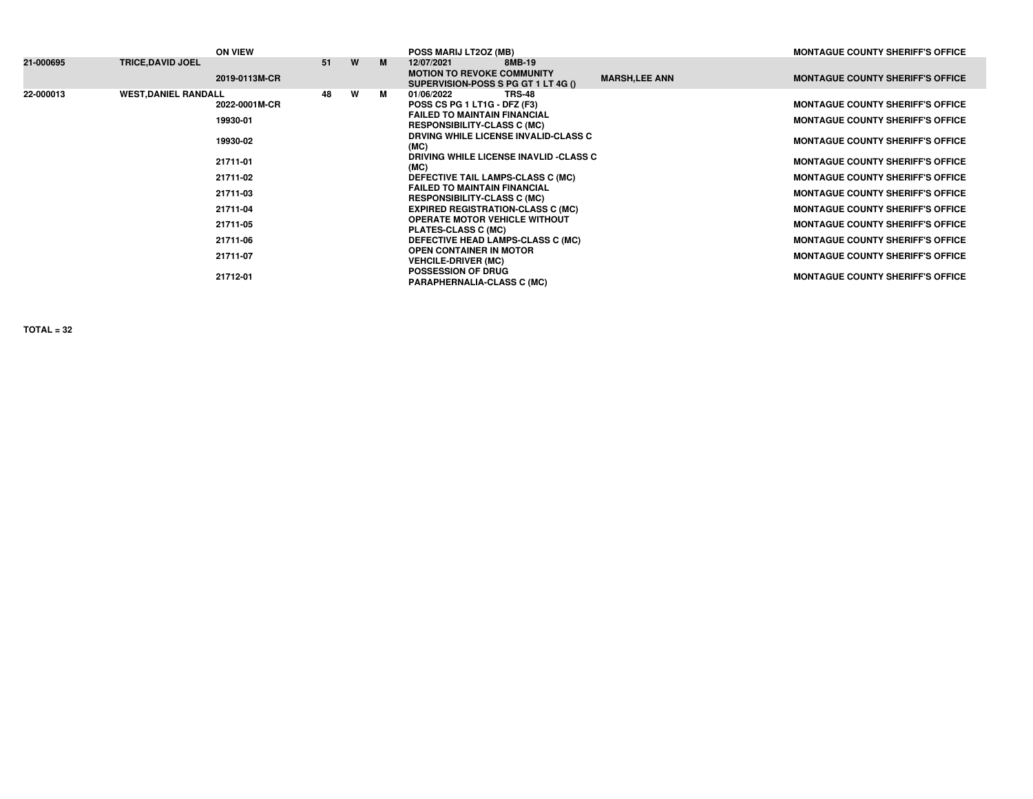| | | | | | | | | |
|---|---|---|---|---|---|---|---|---|
| | | ON VIEW | | | | POSS MARIJ LT2OZ (MB) | | MONTAGUE COUNTY SHERIFF'S OFFICE |
| 21-000695 | TRICE,DAVID JOEL | | 51 | W | M | 12/07/2021 8MB-19 | | |
| | | 2019-0113M-CR | | | | MOTION TO REVOKE COMMUNITY SUPERVISION-POSS S PG GT 1 LT 4G () | MARSH,LEE ANN | MONTAGUE COUNTY SHERIFF'S OFFICE |
| 22-000013 | WEST,DANIEL RANDALL | | 48 | W | M | 01/06/2022 TRS-48 | | |
| | | 2022-0001M-CR | | | | POSS CS PG 1 LT1G - DFZ (F3) | | MONTAGUE COUNTY SHERIFF'S OFFICE |
| | | 19930-01 | | | | FAILED TO MAINTAIN FINANCIAL RESPONSIBILITY-CLASS C (MC) | | MONTAGUE COUNTY SHERIFF'S OFFICE |
| | | 19930-02 | | | | DRVING WHILE LICENSE INVALID-CLASS C (MC) | | MONTAGUE COUNTY SHERIFF'S OFFICE |
| | | 21711-01 | | | | DRIVING WHILE LICENSE INAVLID -CLASS C (MC) | | MONTAGUE COUNTY SHERIFF'S OFFICE |
| | | 21711-02 | | | | DEFECTIVE TAIL LAMPS-CLASS C (MC) | | MONTAGUE COUNTY SHERIFF'S OFFICE |
| | | 21711-03 | | | | FAILED TO MAINTAIN FINANCIAL RESPONSIBILITY-CLASS C (MC) | | MONTAGUE COUNTY SHERIFF'S OFFICE |
| | | 21711-04 | | | | EXPIRED REGISTRATION-CLASS C (MC) | | MONTAGUE COUNTY SHERIFF'S OFFICE |
| | | 21711-05 | | | | OPERATE MOTOR VEHICLE WITHOUT PLATES-CLASS C (MC) | | MONTAGUE COUNTY SHERIFF'S OFFICE |
| | | 21711-06 | | | | DEFECTIVE HEAD LAMPS-CLASS C (MC) | | MONTAGUE COUNTY SHERIFF'S OFFICE |
| | | 21711-07 | | | | OPEN CONTAINER IN MOTOR VEHCILE-DRIVER (MC) | | MONTAGUE COUNTY SHERIFF'S OFFICE |
| | | 21712-01 | | | | POSSESSION OF DRUG PARAPHERNALIA-CLASS C (MC) | | MONTAGUE COUNTY SHERIFF'S OFFICE |

TOTAL = 32